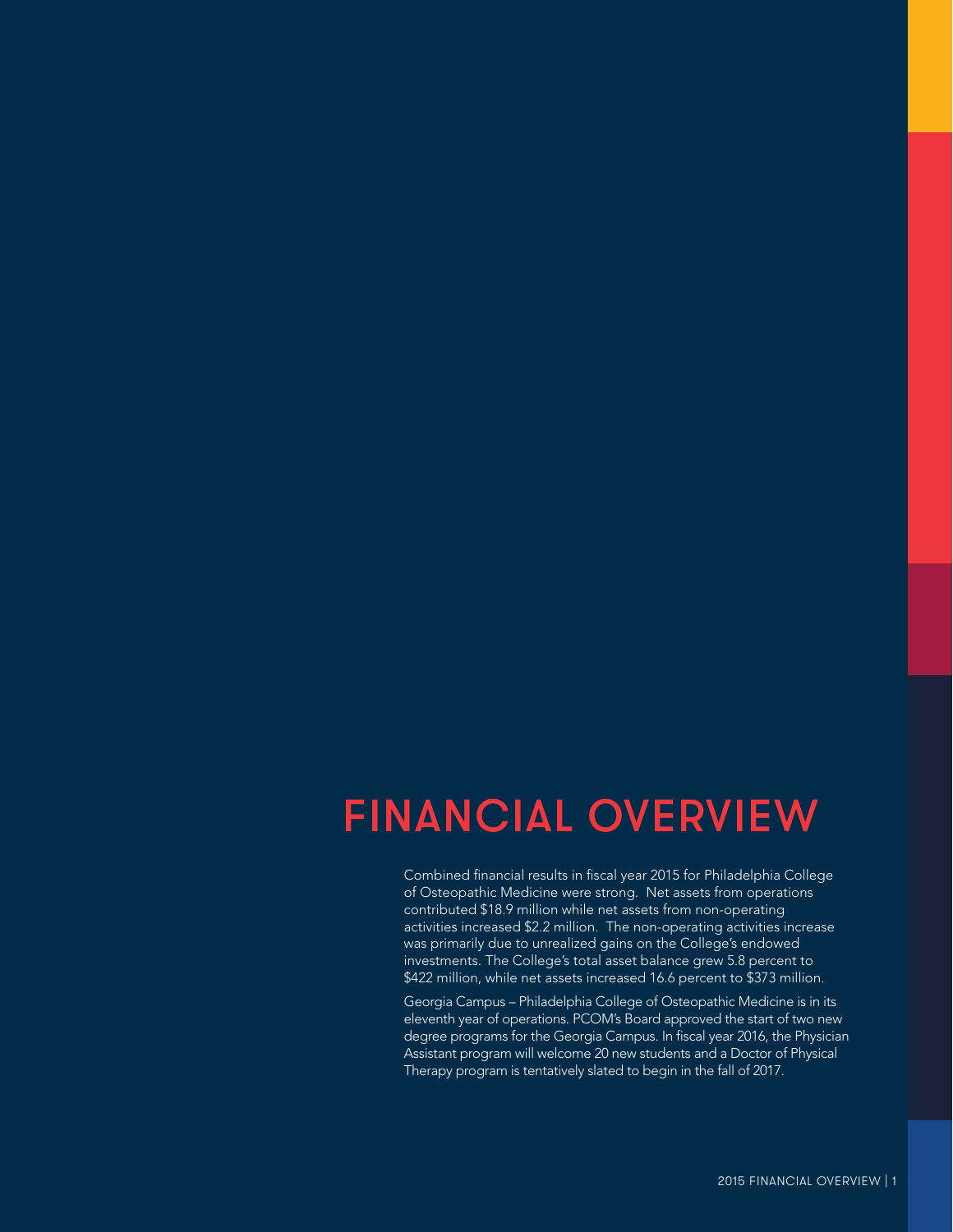# FINANCIAL OVERVIEW

Combined financial results in fiscal year 2015 for Philadelphia College of Osteopathic Medicine were strong. Net assets from operations contributed $18.9 million while net assets from non-operating activities increased $2.2 million. The non-operating activities increase was primarily due to unrealized gains on the College's endowed investments. The College's total asset balance grew 5.8 percent to $422 million, while net assets increased 16.6 percent to $373 million.

Georgia Campus – Philadelphia College of Osteopathic Medicine is in its eleventh year of operations. PCOM's Board approved the start of two new degree programs for the Georgia Campus. In fiscal year 2016, the Physician Assistant program will welcome 20 new students and a Doctor of Physical Therapy program is tentatively slated to begin in the fall of 2017.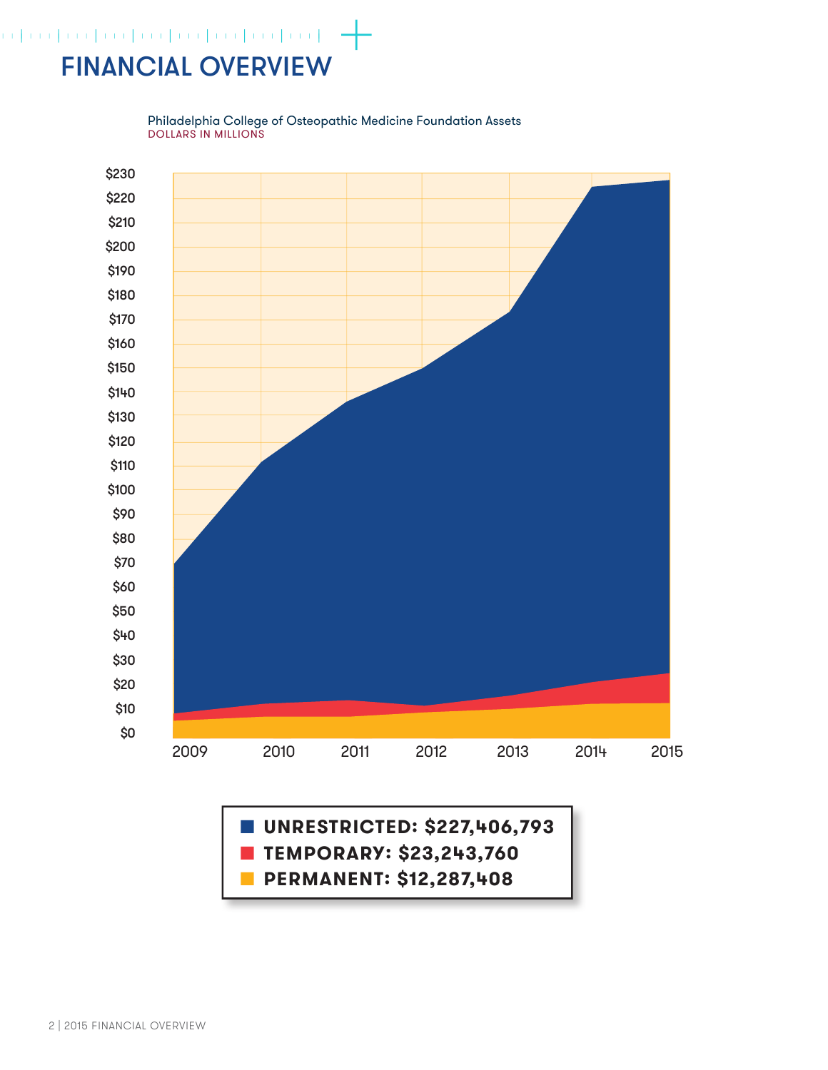# FINANCIAL OVERVIEW

Philadelphia College of Osteopathic Medicine Foundation Assets
DOLLARS IN MILLIONS

- **UNRESTRICTED: $227,406,793**
- **TEMPORARY: $23,243,760**
- **PERMANENT: $12,287,408**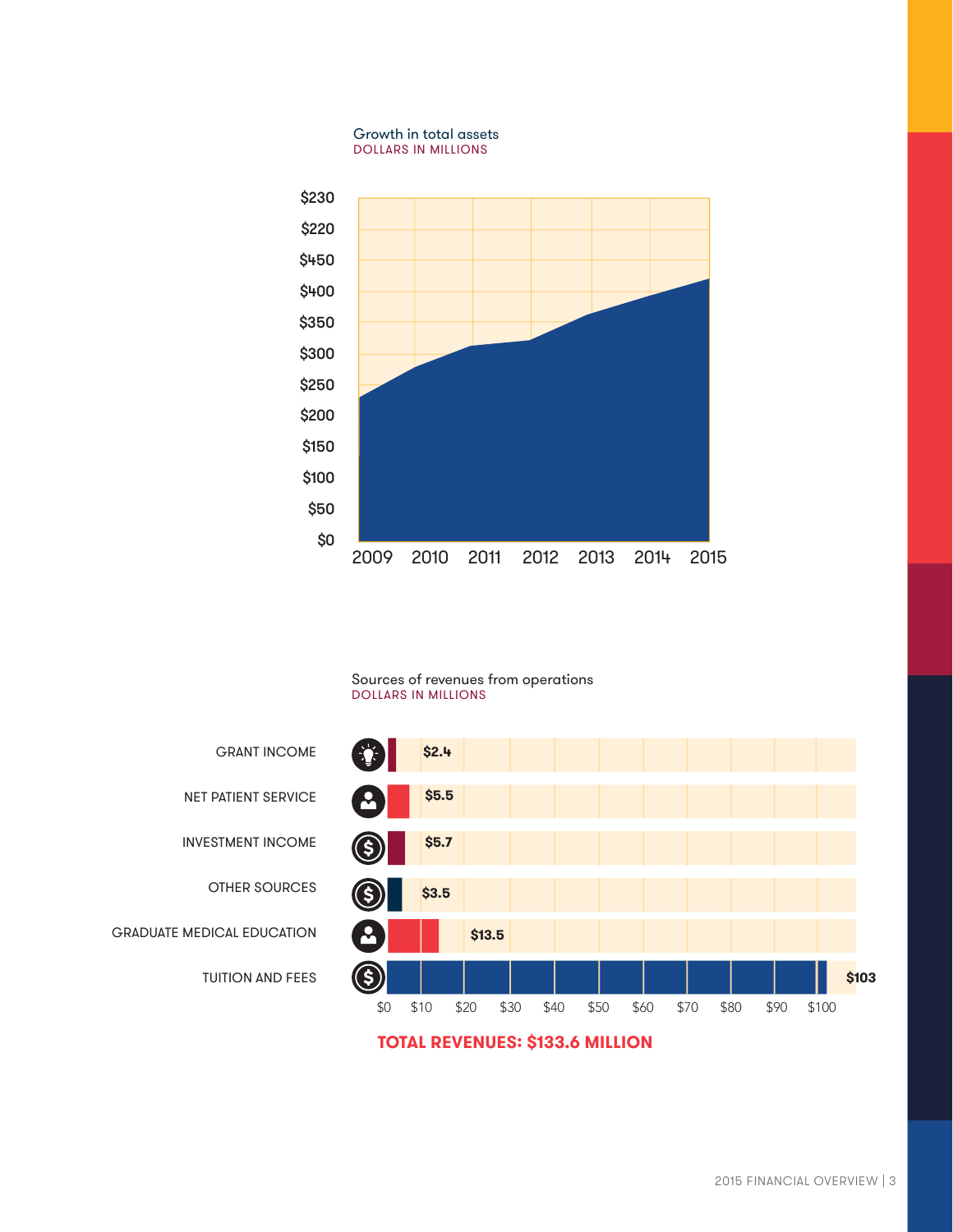Growth in total assets
DOLLARS IN MILLIONS

| Axis | Labels |
|---|---|
| Y-axis | $230, $220, $450, $400, $350, $300, $250, $200, $150, $100, $50, $0 |
| X-axis | 2009, 2010, 2011, 2012, 2013, 2014, 2015 |

Sources of revenues from operations
DOLLARS IN MILLIONS

| Source | Amount |
|---|---|
| GRANT INCOME | $2.4 |
| NET PATIENT SERVICE | $5.5 |
| INVESTMENT INCOME | $5.7 |
| OTHER SOURCES | $3.5 |
| GRADUATE MEDICAL EDUCATION | $13.5 |
| TUITION AND FEES | $103 |

X-axis: $0, $10, $20, $30, $40, $50, $60, $70, $80, $90, $100

**TOTAL REVENUES: $133.6 MILLION**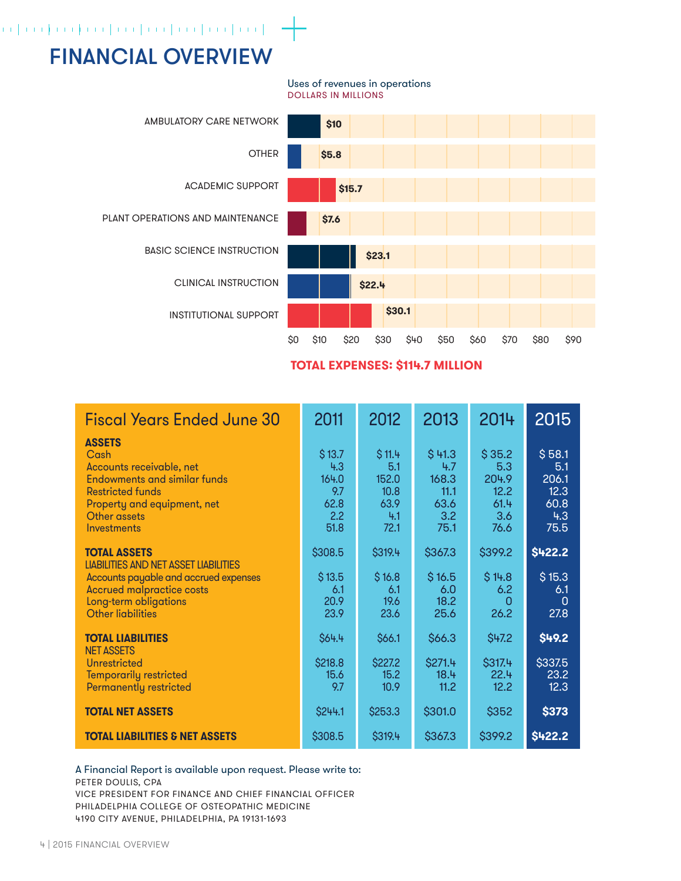# FINANCIAL OVERVIEW

Uses of revenues in operations
DOLLARS IN MILLIONS

AMBULATORY CARE NETWORK $10
OTHER $5.8
ACADEMIC SUPPORT $15.7
PLANT OPERATIONS AND MAINTENANCE $7.6
BASIC SCIENCE INSTRUCTION $23.1
CLINICAL INSTRUCTION $22.4
INSTITUTIONAL SUPPORT $30.1

$0 $10 $20 $30 $40 $50 $60 $70 $80 $90

**TOTAL EXPENSES: $114.7 MILLION**

| Fiscal Years Ended June 30 | 2011 | 2012 | 2013 | 2014 | 2015 |
|---|---|---|---|---|---|
| **ASSETS** | | | | | |
| Cash | $ 13.7 | $ 11.4 | $ 41.3 | $ 35.2 | $ 58.1 |
| Accounts receivable, net | 4.3 | 5.1 | 4.7 | 5.3 | 5.1 |
| Endowments and similar funds | 164.0 | 152.0 | 168.3 | 204.9 | 206.1 |
| Restricted funds | 9.7 | 10.8 | 11.1 | 12.2 | 12.3 |
| Property and equipment, net | 62.8 | 63.9 | 63.6 | 61.4 | 60.8 |
| Other assets | 2.2 | 4.1 | 3.2 | 3.6 | 4.3 |
| Investments | 51.8 | 72.1 | 75.1 | 76.6 | 75.5 |
| **TOTAL ASSETS** | $308.5 | $319.4 | $367.3 | $399.2 | **$422.2** |
| LIABILITIES AND NET ASSET LIABILITIES | | | | | |
| Accounts payable and accrued expenses | $ 13.5 | $ 16.8 | $ 16.5 | $ 14.8 | $ 15.3 |
| Accrued malpractice costs | 6.1 | 6.1 | 6.0 | 6.2 | 6.1 |
| Long-term obligations | 20.9 | 19.6 | 18.2 | 0 | 0 |
| Other liabilities | 23.9 | 23.6 | 25.6 | 26.2 | 27.8 |
| **TOTAL LIABILITIES** | $64.4 | $66.1 | $66.3 | $47.2 | **$49.2** |
| NET ASSETS | | | | | |
| Unrestricted | $218.8 | $227.2 | $271.4 | $317.4 | $337.5 |
| Temporarily restricted | 15.6 | 15.2 | 18.4 | 22.4 | 23.2 |
| Permanently restricted | 9.7 | 10.9 | 11.2 | 12.2 | 12.3 |
| **TOTAL NET ASSETS** | $244.1 | $253.3 | $301.0 | $352 | **$373** |
| **TOTAL LIABILITIES & NET ASSETS** | $308.5 | $319.4 | $367.3 | $399.2 | **$422.2** |

A Financial Report is available upon request. Please write to:
PETER DOULIS, CPA
VICE PRESIDENT FOR FINANCE AND CHIEF FINANCIAL OFFICER
PHILADELPHIA COLLEGE OF OSTEOPATHIC MEDICINE
4190 CITY AVENUE, PHILADELPHIA, PA 19131-1693